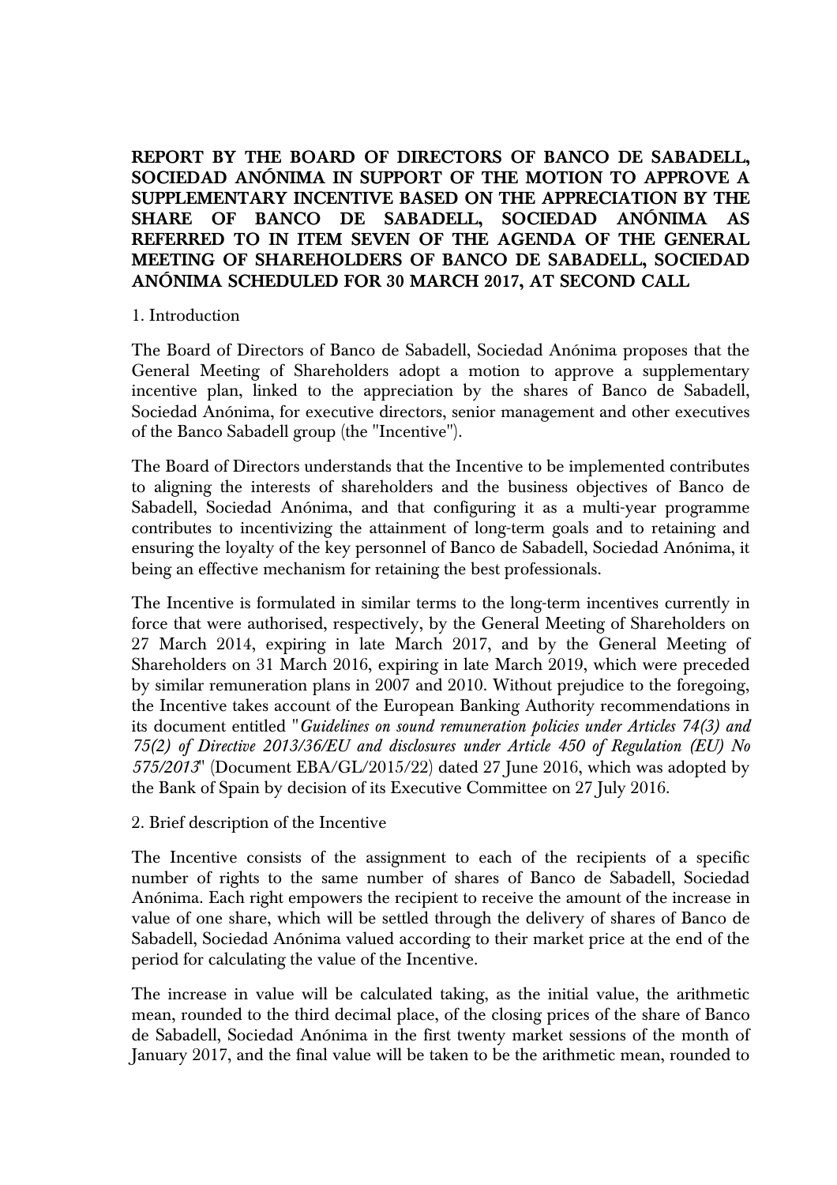**REPORT BY THE BOARD OF DIRECTORS OF BANCO DE SABADELL, SOCIEDAD ANÓNIMA IN SUPPORT OF THE MOTION TO APPROVE A SUPPLEMENTARY INCENTIVE BASED ON THE APPRECIATION BY THE SHARE OF BANCO DE SABADELL, SOCIEDAD ANÓNIMA AS REFERRED TO IN ITEM SEVEN OF THE AGENDA OF THE GENERAL MEETING OF SHAREHOLDERS OF BANCO DE SABADELL, SOCIEDAD ANÓNIMA SCHEDULED FOR 30 MARCH 2017, AT SECOND CALL**

1. Introduction

The Board of Directors of Banco de Sabadell, Sociedad Anónima proposes that the General Meeting of Shareholders adopt a motion to approve a supplementary incentive plan, linked to the appreciation by the shares of Banco de Sabadell, Sociedad Anónima, for executive directors, senior management and other executives of the Banco Sabadell group (the "Incentive").

The Board of Directors understands that the Incentive to be implemented contributes to aligning the interests of shareholders and the business objectives of Banco de Sabadell, Sociedad Anónima, and that configuring it as a multi-year programme contributes to incentivizing the attainment of long-term goals and to retaining and ensuring the loyalty of the key personnel of Banco de Sabadell, Sociedad Anónima, it being an effective mechanism for retaining the best professionals.

The Incentive is formulated in similar terms to the long-term incentives currently in force that were authorised, respectively, by the General Meeting of Shareholders on 27 March 2014, expiring in late March 2017, and by the General Meeting of Shareholders on 31 March 2016, expiring in late March 2019, which were preceded by similar remuneration plans in 2007 and 2010. Without prejudice to the foregoing, the Incentive takes account of the European Banking Authority recommendations in its document entitled "*Guidelines on sound remuneration policies under Articles 74(3) and 75(2) of Directive 2013/36/EU and disclosures under Article 450 of Regulation (EU) No 575/2013*" (Document EBA/GL/2015/22) dated 27 June 2016, which was adopted by the Bank of Spain by decision of its Executive Committee on 27 July 2016.

2. Brief description of the Incentive

The Incentive consists of the assignment to each of the recipients of a specific number of rights to the same number of shares of Banco de Sabadell, Sociedad Anónima. Each right empowers the recipient to receive the amount of the increase in value of one share, which will be settled through the delivery of shares of Banco de Sabadell, Sociedad Anónima valued according to their market price at the end of the period for calculating the value of the Incentive.

The increase in value will be calculated taking, as the initial value, the arithmetic mean, rounded to the third decimal place, of the closing prices of the share of Banco de Sabadell, Sociedad Anónima in the first twenty market sessions of the month of January 2017, and the final value will be taken to be the arithmetic mean, rounded to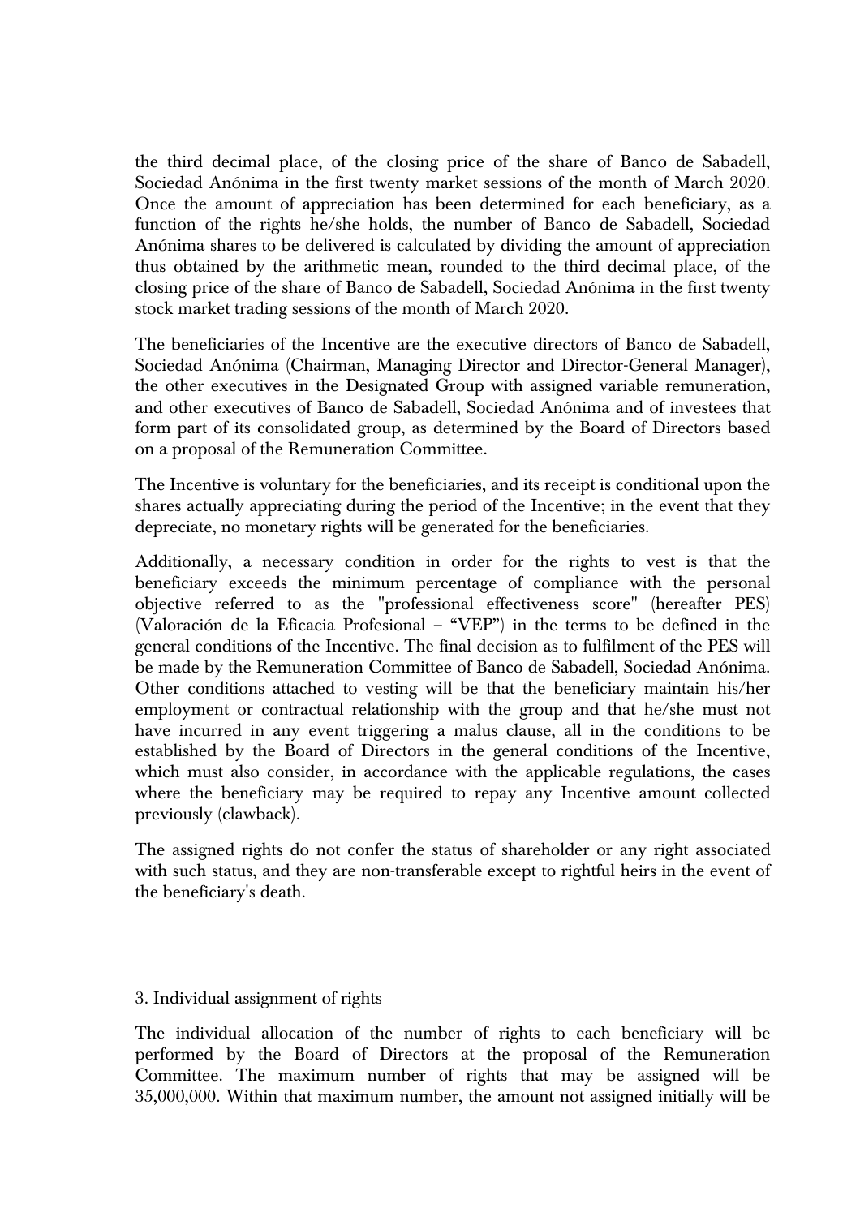the third decimal place, of the closing price of the share of Banco de Sabadell, Sociedad Anónima in the first twenty market sessions of the month of March 2020. Once the amount of appreciation has been determined for each beneficiary, as a function of the rights he/she holds, the number of Banco de Sabadell, Sociedad Anónima shares to be delivered is calculated by dividing the amount of appreciation thus obtained by the arithmetic mean, rounded to the third decimal place, of the closing price of the share of Banco de Sabadell, Sociedad Anónima in the first twenty stock market trading sessions of the month of March 2020.

The beneficiaries of the Incentive are the executive directors of Banco de Sabadell, Sociedad Anónima (Chairman, Managing Director and Director-General Manager), the other executives in the Designated Group with assigned variable remuneration, and other executives of Banco de Sabadell, Sociedad Anónima and of investees that form part of its consolidated group, as determined by the Board of Directors based on a proposal of the Remuneration Committee.

The Incentive is voluntary for the beneficiaries, and its receipt is conditional upon the shares actually appreciating during the period of the Incentive; in the event that they depreciate, no monetary rights will be generated for the beneficiaries.

Additionally, a necessary condition in order for the rights to vest is that the beneficiary exceeds the minimum percentage of compliance with the personal objective referred to as the "professional effectiveness score" (hereafter PES) (Valoración de la Eficacia Profesional – "VEP") in the terms to be defined in the general conditions of the Incentive. The final decision as to fulfilment of the PES will be made by the Remuneration Committee of Banco de Sabadell, Sociedad Anónima. Other conditions attached to vesting will be that the beneficiary maintain his/her employment or contractual relationship with the group and that he/she must not have incurred in any event triggering a malus clause, all in the conditions to be established by the Board of Directors in the general conditions of the Incentive, which must also consider, in accordance with the applicable regulations, the cases where the beneficiary may be required to repay any Incentive amount collected previously (clawback).

The assigned rights do not confer the status of shareholder or any right associated with such status, and they are non-transferable except to rightful heirs in the event of the beneficiary's death.

3. Individual assignment of rights

The individual allocation of the number of rights to each beneficiary will be performed by the Board of Directors at the proposal of the Remuneration Committee. The maximum number of rights that may be assigned will be 35,000,000. Within that maximum number, the amount not assigned initially will be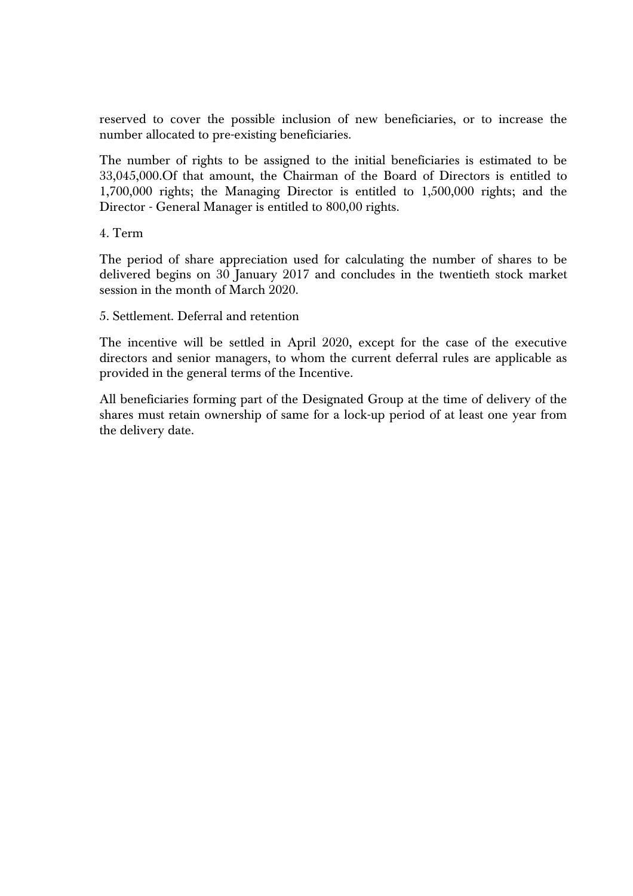reserved to cover the possible inclusion of new beneficiaries, or to increase the number allocated to pre-existing beneficiaries.

The number of rights to be assigned to the initial beneficiaries is estimated to be 33,045,000.Of that amount, the Chairman of the Board of Directors is entitled to 1,700,000 rights; the Managing Director is entitled to 1,500,000 rights; and the Director - General Manager is entitled to 800,00 rights.

4. Term

The period of share appreciation used for calculating the number of shares to be delivered begins on 30 January 2017 and concludes in the twentieth stock market session in the month of March 2020.

5. Settlement. Deferral and retention

The incentive will be settled in April 2020, except for the case of the executive directors and senior managers, to whom the current deferral rules are applicable as provided in the general terms of the Incentive.

All beneficiaries forming part of the Designated Group at the time of delivery of the shares must retain ownership of same for a lock-up period of at least one year from the delivery date.